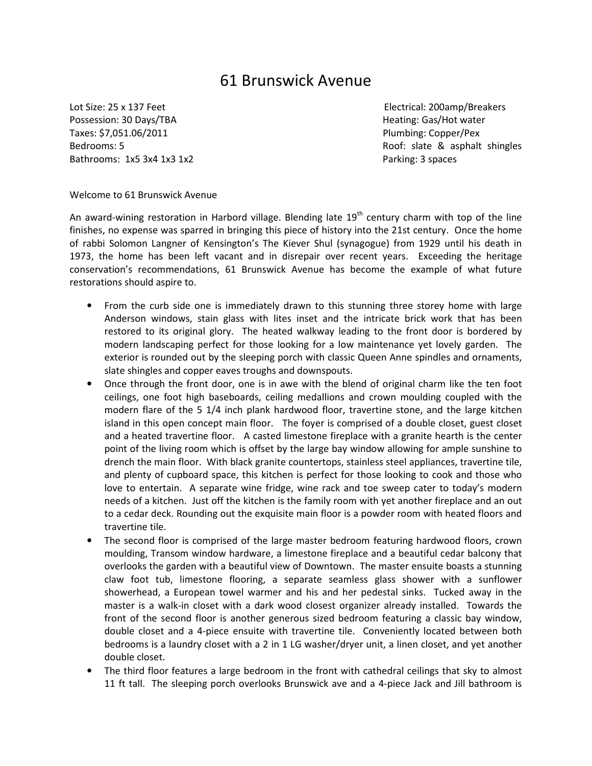# 61 Brunswick Avenue

Lot Size: 25 x 137 Feet
Possession: 30 Days/TBA
Taxes: $7,051.06/2011
Bedrooms: 5
Bathrooms: 1x5 3x4 1x3 1x2

Electrical: 200amp/Breakers
Heating: Gas/Hot water
Plumbing: Copper/Pex
Roof: slate & asphalt shingles
Parking: 3 spaces

Welcome to 61 Brunswick Avenue

An award-wining restoration in Harbord village. Blending late 19th century charm with top of the line finishes, no expense was sparred in bringing this piece of history into the 21st century. Once the home of rabbi Solomon Langner of Kensington's The Kiever Shul (synagogue) from 1929 until his death in 1973, the home has been left vacant and in disrepair over recent years. Exceeding the heritage conservation's recommendations, 61 Brunswick Avenue has become the example of what future restorations should aspire to.

- From the curb side one is immediately drawn to this stunning three storey home with large Anderson windows, stain glass with lites inset and the intricate brick work that has been restored to its original glory. The heated walkway leading to the front door is bordered by modern landscaping perfect for those looking for a low maintenance yet lovely garden. The exterior is rounded out by the sleeping porch with classic Queen Anne spindles and ornaments, slate shingles and copper eaves troughs and downspouts.
- Once through the front door, one is in awe with the blend of original charm like the ten foot ceilings, one foot high baseboards, ceiling medallions and crown moulding coupled with the modern flare of the 5 1/4 inch plank hardwood floor, travertine stone, and the large kitchen island in this open concept main floor. The foyer is comprised of a double closet, guest closet and a heated travertine floor. A casted limestone fireplace with a granite hearth is the center point of the living room which is offset by the large bay window allowing for ample sunshine to drench the main floor. With black granite countertops, stainless steel appliances, travertine tile, and plenty of cupboard space, this kitchen is perfect for those looking to cook and those who love to entertain. A separate wine fridge, wine rack and toe sweep cater to today's modern needs of a kitchen. Just off the kitchen is the family room with yet another fireplace and an out to a cedar deck. Rounding out the exquisite main floor is a powder room with heated floors and travertine tile.
- The second floor is comprised of the large master bedroom featuring hardwood floors, crown moulding, Transom window hardware, a limestone fireplace and a beautiful cedar balcony that overlooks the garden with a beautiful view of Downtown. The master ensuite boasts a stunning claw foot tub, limestone flooring, a separate seamless glass shower with a sunflower showerhead, a European towel warmer and his and her pedestal sinks. Tucked away in the master is a walk-in closet with a dark wood closest organizer already installed. Towards the front of the second floor is another generous sized bedroom featuring a classic bay window, double closet and a 4-piece ensuite with travertine tile. Conveniently located between both bedrooms is a laundry closet with a 2 in 1 LG washer/dryer unit, a linen closet, and yet another double closet.
- The third floor features a large bedroom in the front with cathedral ceilings that sky to almost 11 ft tall. The sleeping porch overlooks Brunswick ave and a 4-piece Jack and Jill bathroom is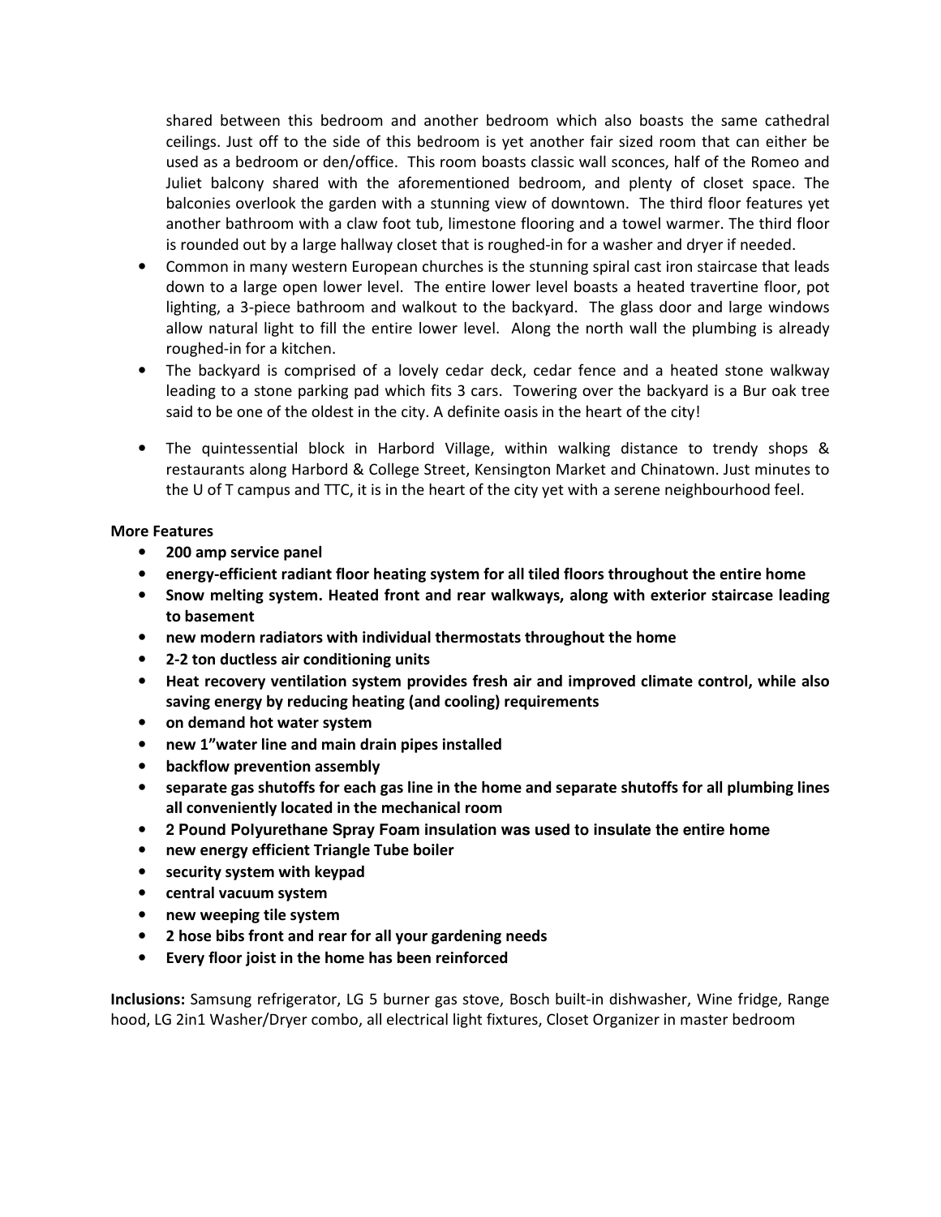shared between this bedroom and another bedroom which also boasts the same cathedral ceilings. Just off to the side of this bedroom is yet another fair sized room that can either be used as a bedroom or den/office. This room boasts classic wall sconces, half of the Romeo and Juliet balcony shared with the aforementioned bedroom, and plenty of closet space. The balconies overlook the garden with a stunning view of downtown. The third floor features yet another bathroom with a claw foot tub, limestone flooring and a towel warmer. The third floor is rounded out by a large hallway closet that is roughed-in for a washer and dryer if needed.

- Common in many western European churches is the stunning spiral cast iron staircase that leads down to a large open lower level. The entire lower level boasts a heated travertine floor, pot lighting, a 3-piece bathroom and walkout to the backyard. The glass door and large windows allow natural light to fill the entire lower level. Along the north wall the plumbing is already roughed-in for a kitchen.
- The backyard is comprised of a lovely cedar deck, cedar fence and a heated stone walkway leading to a stone parking pad which fits 3 cars. Towering over the backyard is a Bur oak tree said to be one of the oldest in the city. A definite oasis in the heart of the city!
- The quintessential block in Harbord Village, within walking distance to trendy shops & restaurants along Harbord & College Street, Kensington Market and Chinatown. Just minutes to the U of T campus and TTC, it is in the heart of the city yet with a serene neighbourhood feel.

**More Features**

- **200 amp service panel**
- **energy-efficient radiant floor heating system for all tiled floors throughout the entire home**
- **Snow melting system. Heated front and rear walkways, along with exterior staircase leading to basement**
- **new modern radiators with individual thermostats throughout the home**
- **2-2 ton ductless air conditioning units**
- **Heat recovery ventilation system provides fresh air and improved climate control, while also saving energy by reducing heating (and cooling) requirements**
- **on demand hot water system**
- **new 1"water line and main drain pipes installed**
- **backflow prevention assembly**
- **separate gas shutoffs for each gas line in the home and separate shutoffs for all plumbing lines all conveniently located in the mechanical room**
- **2 Pound Polyurethane Spray Foam insulation was used to insulate the entire home**
- **new energy efficient Triangle Tube boiler**
- **security system with keypad**
- **central vacuum system**
- **new weeping tile system**
- **2 hose bibs front and rear for all your gardening needs**
- **Every floor joist in the home has been reinforced**

**Inclusions:** Samsung refrigerator, LG 5 burner gas stove, Bosch built-in dishwasher, Wine fridge, Range hood, LG 2in1 Washer/Dryer combo, all electrical light fixtures, Closet Organizer in master bedroom